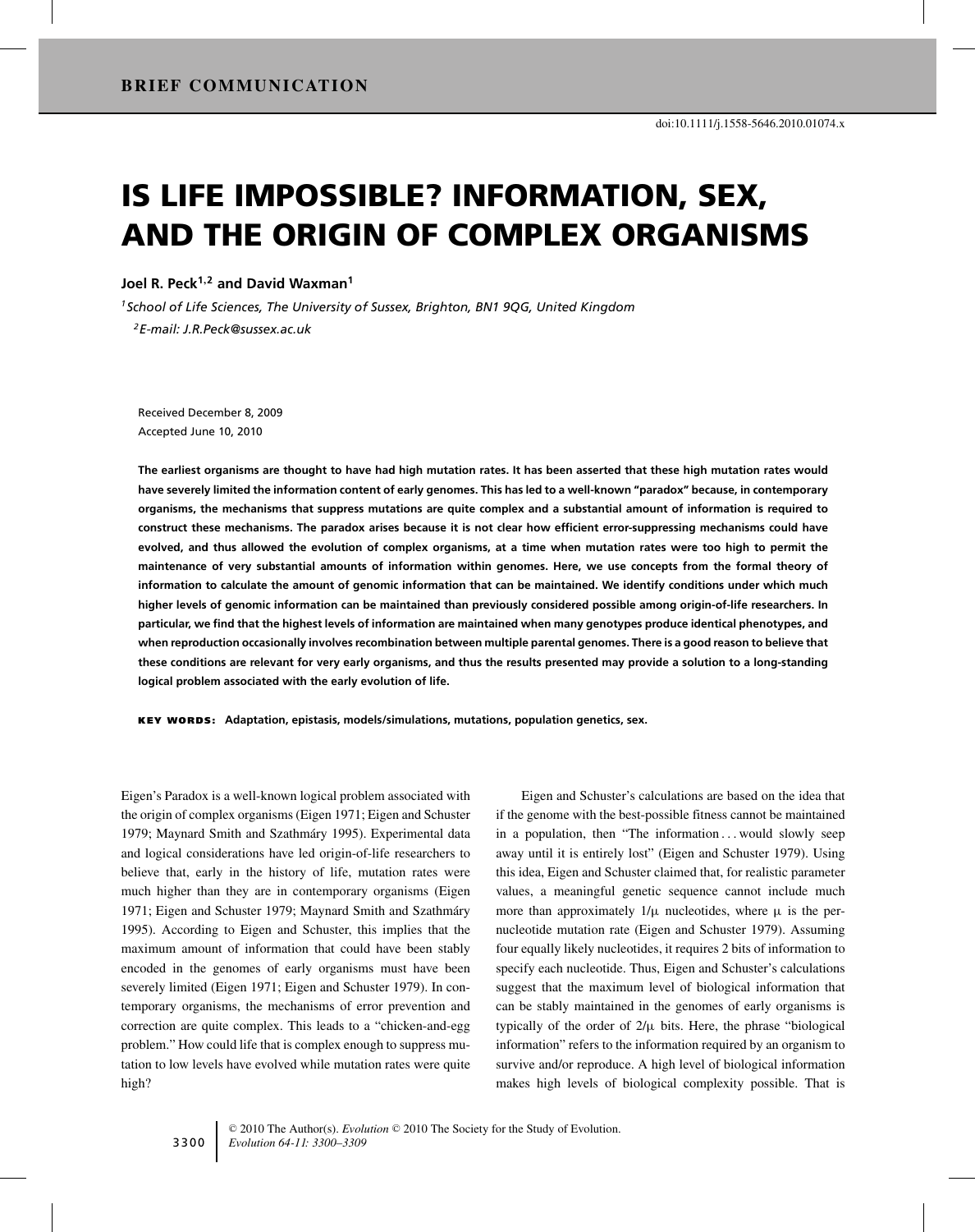BRIEF COMMUNICATION

doi:10.1111/j.1558-5646.2010.01074.x

# IS LIFE IMPOSSIBLE? INFORMATION, SEX, AND THE ORIGIN OF COMPLEX ORGANISMS

**Joel R. Peck[1,2] and David Waxman[1]**

[1]*School of Life Sciences, The University of Sussex, Brighton, BN1 9QG, United Kingdom*

[2]*E-mail: J.R.Peck@sussex.ac.uk*

Received December 8, 2009
Accepted June 10, 2010

**The earliest organisms are thought to have had high mutation rates. It has been asserted that these high mutation rates would have severely limited the information content of early genomes. This has led to a well-known "paradox" because, in contemporary organisms, the mechanisms that suppress mutations are quite complex and a substantial amount of information is required to construct these mechanisms. The paradox arises because it is not clear how efficient error-suppressing mechanisms could have evolved, and thus allowed the evolution of complex organisms, at a time when mutation rates were too high to permit the maintenance of very substantial amounts of information within genomes. Here, we use concepts from the formal theory of information to calculate the amount of genomic information that can be maintained. We identify conditions under which much higher levels of genomic information can be maintained than previously considered possible among origin-of-life researchers. In particular, we find that the highest levels of information are maintained when many genotypes produce identical phenotypes, and when reproduction occasionally involves recombination between multiple parental genomes. There is a good reason to believe that these conditions are relevant for very early organisms, and thus the results presented may provide a solution to a long-standing logical problem associated with the early evolution of life.**

**KEY WORDS:** Adaptation, epistasis, models/simulations, mutations, population genetics, sex.

Eigen's Paradox is a well-known logical problem associated with the origin of complex organisms (Eigen 1971; Eigen and Schuster 1979; Maynard Smith and Szathmáry 1995). Experimental data and logical considerations have led origin-of-life researchers to believe that, early in the history of life, mutation rates were much higher than they are in contemporary organisms (Eigen 1971; Eigen and Schuster 1979; Maynard Smith and Szathmáry 1995). According to Eigen and Schuster, this implies that the maximum amount of information that could have been stably encoded in the genomes of early organisms must have been severely limited (Eigen 1971; Eigen and Schuster 1979). In contemporary organisms, the mechanisms of error prevention and correction are quite complex. This leads to a "chicken-and-egg problem." How could life that is complex enough to suppress mutation to low levels have evolved while mutation rates were quite high?

Eigen and Schuster's calculations are based on the idea that if the genome with the best-possible fitness cannot be maintained in a population, then "The information . . . would slowly seep away until it is entirely lost" (Eigen and Schuster 1979). Using this idea, Eigen and Schuster claimed that, for realistic parameter values, a meaningful genetic sequence cannot include much more than approximately $1/\mu$ nucleotides, where $\mu$ is the per-nucleotide mutation rate (Eigen and Schuster 1979). Assuming four equally likely nucleotides, it requires 2 bits of information to specify each nucleotide. Thus, Eigen and Schuster's calculations suggest that the maximum level of biological information that can be stably maintained in the genomes of early organisms is typically of the order of $2/\mu$ bits. Here, the phrase "biological information" refers to the information required by an organism to survive and/or reproduce. A high level of biological information makes high levels of biological complexity possible. That is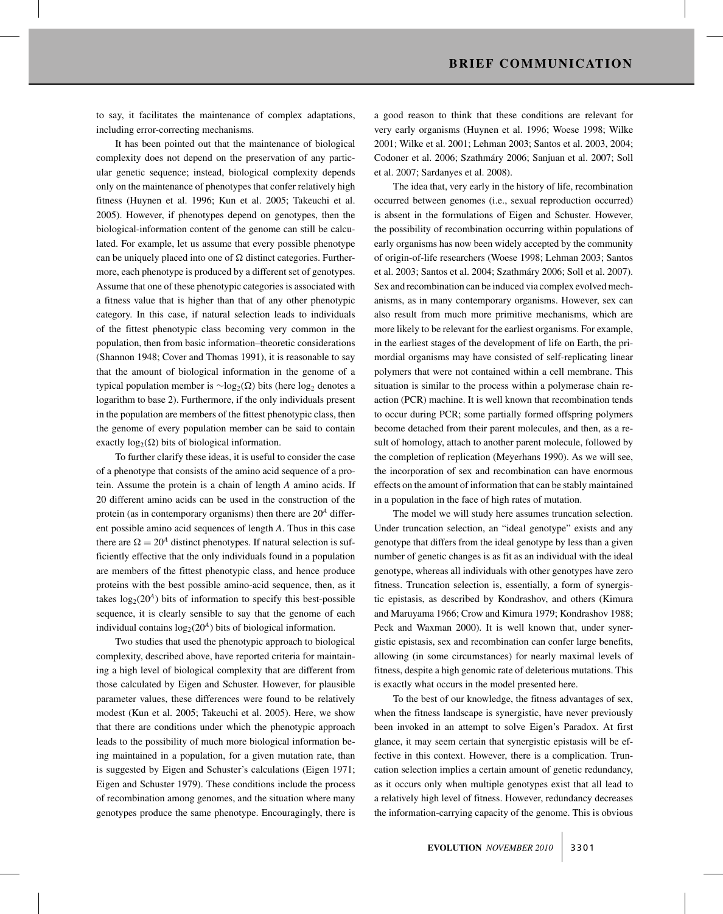to say, it facilitates the maintenance of complex adaptations, including error-correcting mechanisms.

It has been pointed out that the maintenance of biological complexity does not depend on the preservation of any particular genetic sequence; instead, biological complexity depends only on the maintenance of phenotypes that confer relatively high fitness (Huynen et al. 1996; Kun et al. 2005; Takeuchi et al. 2005). However, if phenotypes depend on genotypes, then the biological-information content of the genome can still be calculated. For example, let us assume that every possible phenotype can be uniquely placed into one of $\Omega$ distinct categories. Furthermore, each phenotype is produced by a different set of genotypes. Assume that one of these phenotypic categories is associated with a fitness value that is higher than that of any other phenotypic category. In this case, if natural selection leads to individuals of the fittest phenotypic class becoming very common in the population, then from basic information–theoretic considerations (Shannon 1948; Cover and Thomas 1991), it is reasonable to say that the amount of biological information in the genome of a typical population member is $\sim\log_2(\Omega)$ bits (here $\log_2$ denotes a logarithm to base 2). Furthermore, if the only individuals present in the population are members of the fittest phenotypic class, then the genome of every population member can be said to contain exactly $\log_2(\Omega)$ bits of biological information.

To further clarify these ideas, it is useful to consider the case of a phenotype that consists of the amino acid sequence of a protein. Assume the protein is a chain of length $A$ amino acids. If 20 different amino acids can be used in the construction of the protein (as in contemporary organisms) then there are $20^A$ different possible amino acid sequences of length $A$. Thus in this case there are $\Omega = 20^A$ distinct phenotypes. If natural selection is sufficiently effective that the only individuals found in a population are members of the fittest phenotypic class, and hence produce proteins with the best possible amino-acid sequence, then, as it takes $\log_2(20^A)$ bits of information to specify this best-possible sequence, it is clearly sensible to say that the genome of each individual contains $\log_2(20^A)$ bits of biological information.

Two studies that used the phenotypic approach to biological complexity, described above, have reported criteria for maintaining a high level of biological complexity that are different from those calculated by Eigen and Schuster. However, for plausible parameter values, these differences were found to be relatively modest (Kun et al. 2005; Takeuchi et al. 2005). Here, we show that there are conditions under which the phenotypic approach leads to the possibility of much more biological information being maintained in a population, for a given mutation rate, than is suggested by Eigen and Schuster's calculations (Eigen 1971; Eigen and Schuster 1979). These conditions include the process of recombination among genomes, and the situation where many genotypes produce the same phenotype. Encouragingly, there is a good reason to think that these conditions are relevant for very early organisms (Huynen et al. 1996; Woese 1998; Wilke 2001; Wilke et al. 2001; Lehman 2003; Santos et al. 2003, 2004; Codoner et al. 2006; Szathmáry 2006; Sanjuan et al. 2007; Soll et al. 2007; Sardanyes et al. 2008).

The idea that, very early in the history of life, recombination occurred between genomes (i.e., sexual reproduction occurred) is absent in the formulations of Eigen and Schuster. However, the possibility of recombination occurring within populations of early organisms has now been widely accepted by the community of origin-of-life researchers (Woese 1998; Lehman 2003; Santos et al. 2003; Santos et al. 2004; Szathmáry 2006; Soll et al. 2007). Sex and recombination can be induced via complex evolved mechanisms, as in many contemporary organisms. However, sex can also result from much more primitive mechanisms, which are more likely to be relevant for the earliest organisms. For example, in the earliest stages of the development of life on Earth, the primordial organisms may have consisted of self-replicating linear polymers that were not contained within a cell membrane. This situation is similar to the process within a polymerase chain reaction (PCR) machine. It is well known that recombination tends to occur during PCR; some partially formed offspring polymers become detached from their parent molecules, and then, as a result of homology, attach to another parent molecule, followed by the completion of replication (Meyerhans 1990). As we will see, the incorporation of sex and recombination can have enormous effects on the amount of information that can be stably maintained in a population in the face of high rates of mutation.

The model we will study here assumes truncation selection. Under truncation selection, an "ideal genotype" exists and any genotype that differs from the ideal genotype by less than a given number of genetic changes is as fit as an individual with the ideal genotype, whereas all individuals with other genotypes have zero fitness. Truncation selection is, essentially, a form of synergistic epistasis, as described by Kondrashov, and others (Kimura and Maruyama 1966; Crow and Kimura 1979; Kondrashov 1988; Peck and Waxman 2000). It is well known that, under synergistic epistasis, sex and recombination can confer large benefits, allowing (in some circumstances) for nearly maximal levels of fitness, despite a high genomic rate of deleterious mutations. This is exactly what occurs in the model presented here.

To the best of our knowledge, the fitness advantages of sex, when the fitness landscape is synergistic, have never previously been invoked in an attempt to solve Eigen's Paradox. At first glance, it may seem certain that synergistic epistasis will be effective in this context. However, there is a complication. Truncation selection implies a certain amount of genetic redundancy, as it occurs only when multiple genotypes exist that all lead to a relatively high level of fitness. However, redundancy decreases the information-carrying capacity of the genome. This is obvious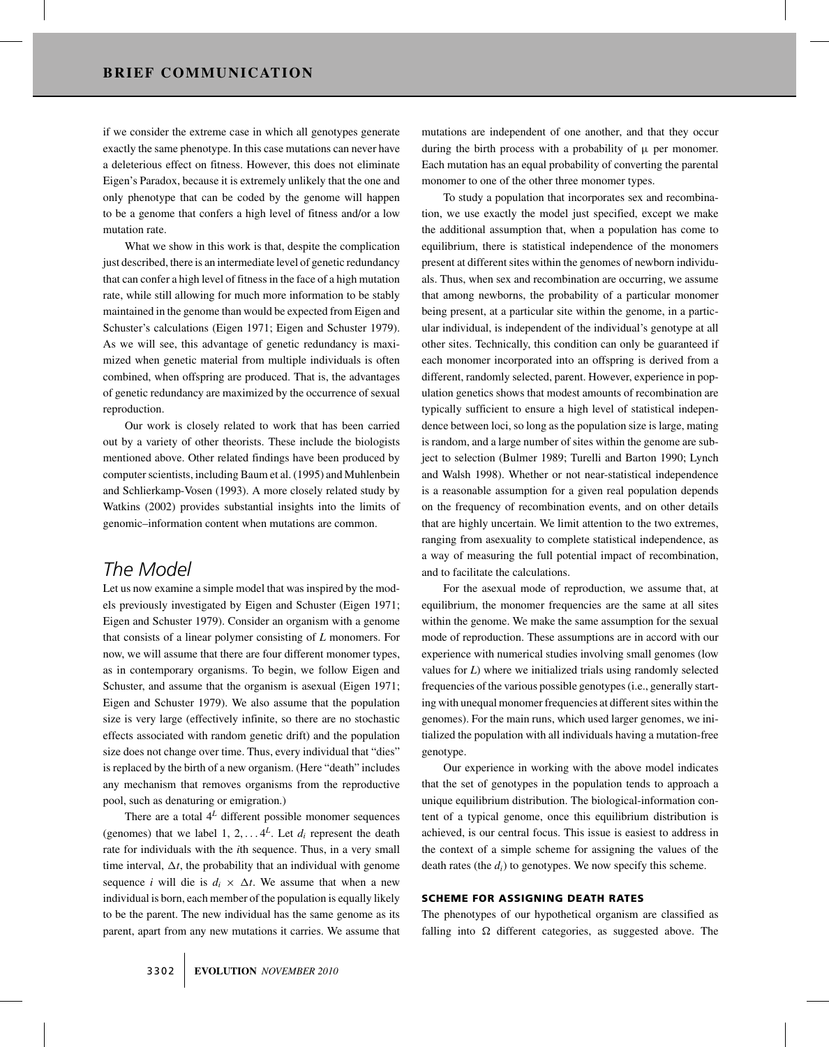if we consider the extreme case in which all genotypes generate exactly the same phenotype. In this case mutations can never have a deleterious effect on fitness. However, this does not eliminate Eigen's Paradox, because it is extremely unlikely that the one and only phenotype that can be coded by the genome will happen to be a genome that confers a high level of fitness and/or a low mutation rate.

What we show in this work is that, despite the complication just described, there is an intermediate level of genetic redundancy that can confer a high level of fitness in the face of a high mutation rate, while still allowing for much more information to be stably maintained in the genome than would be expected from Eigen and Schuster's calculations (Eigen 1971; Eigen and Schuster 1979). As we will see, this advantage of genetic redundancy is maximized when genetic material from multiple individuals is often combined, when offspring are produced. That is, the advantages of genetic redundancy are maximized by the occurrence of sexual reproduction.

Our work is closely related to work that has been carried out by a variety of other theorists. These include the biologists mentioned above. Other related findings have been produced by computer scientists, including Baum et al. (1995) and Muhlenbein and Schlierkamp-Vosen (1993). A more closely related study by Watkins (2002) provides substantial insights into the limits of genomic–information content when mutations are common.

## The Model

Let us now examine a simple model that was inspired by the models previously investigated by Eigen and Schuster (Eigen 1971; Eigen and Schuster 1979). Consider an organism with a genome that consists of a linear polymer consisting of $L$ monomers. For now, we will assume that there are four different monomer types, as in contemporary organisms. To begin, we follow Eigen and Schuster, and assume that the organism is asexual (Eigen 1971; Eigen and Schuster 1979). We also assume that the population size is very large (effectively infinite, so there are no stochastic effects associated with random genetic drift) and the population size does not change over time. Thus, every individual that "dies" is replaced by the birth of a new organism. (Here "death" includes any mechanism that removes organisms from the reproductive pool, such as denaturing or emigration.)

There are a total $4^L$ different possible monomer sequences (genomes) that we label $1, 2, \ldots 4^L$. Let $d_i$ represent the death rate for individuals with the $i$th sequence. Thus, in a very small time interval, $\Delta t$, the probability that an individual with genome sequence $i$ will die is $d_i \times \Delta t$. We assume that when a new individual is born, each member of the population is equally likely to be the parent. The new individual has the same genome as its parent, apart from any new mutations it carries. We assume that mutations are independent of one another, and that they occur during the birth process with a probability of $\mu$ per monomer. Each mutation has an equal probability of converting the parental monomer to one of the other three monomer types.

To study a population that incorporates sex and recombination, we use exactly the model just specified, except we make the additional assumption that, when a population has come to equilibrium, there is statistical independence of the monomers present at different sites within the genomes of newborn individuals. Thus, when sex and recombination are occurring, we assume that among newborns, the probability of a particular monomer being present, at a particular site within the genome, in a particular individual, is independent of the individual's genotype at all other sites. Technically, this condition can only be guaranteed if each monomer incorporated into an offspring is derived from a different, randomly selected, parent. However, experience in population genetics shows that modest amounts of recombination are typically sufficient to ensure a high level of statistical independence between loci, so long as the population size is large, mating is random, and a large number of sites within the genome are subject to selection (Bulmer 1989; Turelli and Barton 1990; Lynch and Walsh 1998). Whether or not near-statistical independence is a reasonable assumption for a given real population depends on the frequency of recombination events, and on other details that are highly uncertain. We limit attention to the two extremes, ranging from asexuality to complete statistical independence, as a way of measuring the full potential impact of recombination, and to facilitate the calculations.

For the asexual mode of reproduction, we assume that, at equilibrium, the monomer frequencies are the same at all sites within the genome. We make the same assumption for the sexual mode of reproduction. These assumptions are in accord with our experience with numerical studies involving small genomes (low values for $L$) where we initialized trials using randomly selected frequencies of the various possible genotypes (i.e., generally starting with unequal monomer frequencies at different sites within the genomes). For the main runs, which used larger genomes, we initialized the population with all individuals having a mutation-free genotype.

Our experience in working with the above model indicates that the set of genotypes in the population tends to approach a unique equilibrium distribution. The biological-information content of a typical genome, once this equilibrium distribution is achieved, is our central focus. This issue is easiest to address in the context of a simple scheme for assigning the values of the death rates (the $d_i$) to genotypes. We now specify this scheme.

### SCHEME FOR ASSIGNING DEATH RATES

The phenotypes of our hypothetical organism are classified as falling into $\Omega$ different categories, as suggested above. The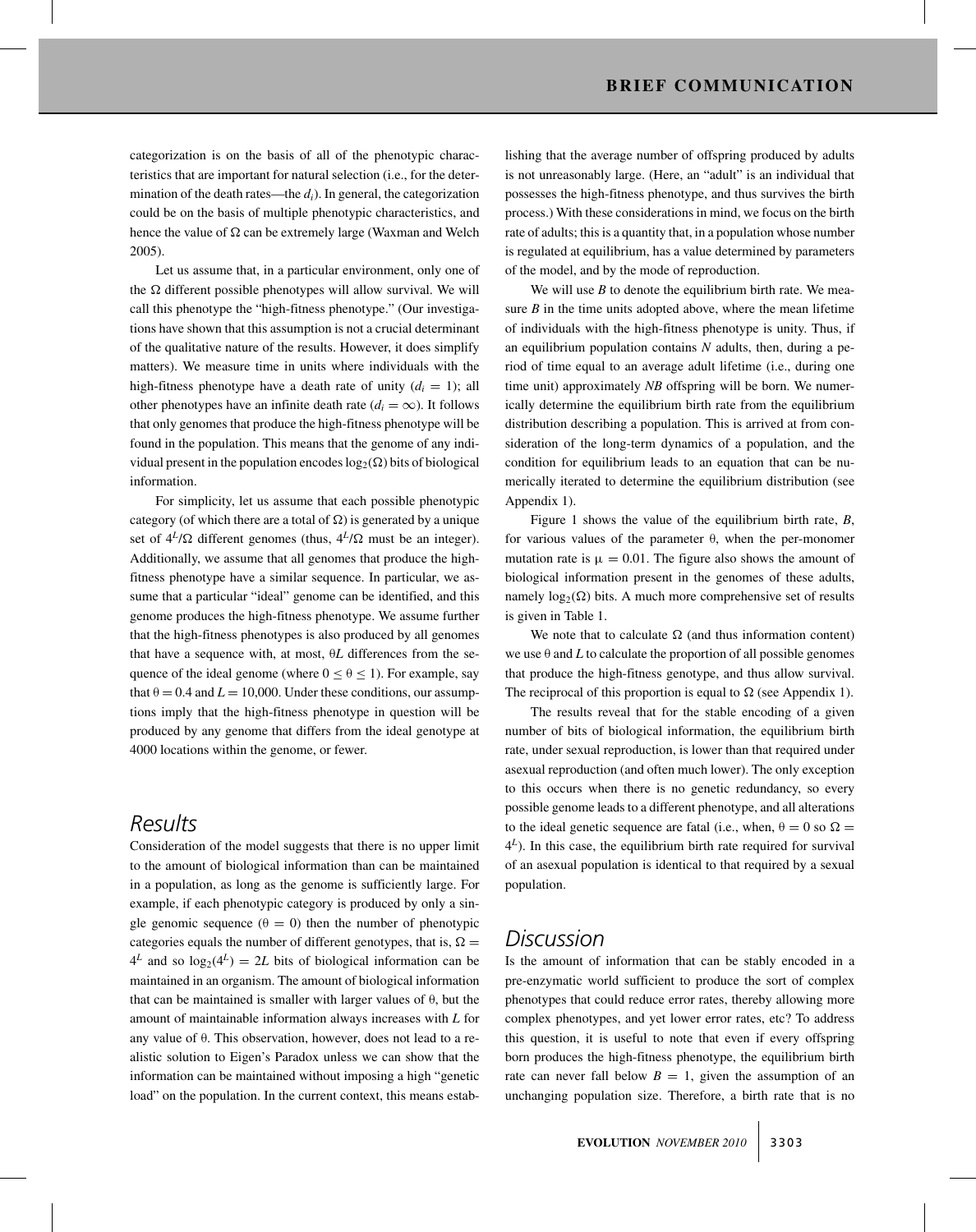categorization is on the basis of all of the phenotypic characteristics that are important for natural selection (i.e., for the determination of the death rates—the $d_i$). In general, the categorization could be on the basis of multiple phenotypic characteristics, and hence the value of $\Omega$ can be extremely large (Waxman and Welch 2005).

Let us assume that, in a particular environment, only one of the $\Omega$ different possible phenotypes will allow survival. We will call this phenotype the "high-fitness phenotype." (Our investigations have shown that this assumption is not a crucial determinant of the qualitative nature of the results. However, it does simplify matters). We measure time in units where individuals with the high-fitness phenotype have a death rate of unity ($d_i = 1$); all other phenotypes have an infinite death rate ($d_i = \infty$). It follows that only genomes that produce the high-fitness phenotype will be found in the population. This means that the genome of any individual present in the population encodes $\log_2(\Omega)$ bits of biological information.

For simplicity, let us assume that each possible phenotypic category (of which there are a total of $\Omega$) is generated by a unique set of $4^L/\Omega$ different genomes (thus, $4^L/\Omega$ must be an integer). Additionally, we assume that all genomes that produce the high-fitness phenotype have a similar sequence. In particular, we assume that a particular "ideal" genome can be identified, and this genome produces the high-fitness phenotype. We assume further that the high-fitness phenotypes is also produced by all genomes that have a sequence with, at most, $\theta L$ differences from the sequence of the ideal genome (where $0 \leq \theta \leq 1$). For example, say that $\theta = 0.4$ and $L = 10{,}000$. Under these conditions, our assumptions imply that the high-fitness phenotype in question will be produced by any genome that differs from the ideal genotype at 4000 locations within the genome, or fewer.

## Results

Consideration of the model suggests that there is no upper limit to the amount of biological information than can be maintained in a population, as long as the genome is sufficiently large. For example, if each phenotypic category is produced by only a single genomic sequence ($\theta = 0$) then the number of phenotypic categories equals the number of different genotypes, that is, $\Omega = 4^L$ and so $\log_2(4^L) = 2L$ bits of biological information can be maintained in an organism. The amount of biological information that can be maintained is smaller with larger values of $\theta$, but the amount of maintainable information always increases with $L$ for any value of $\theta$. This observation, however, does not lead to a realistic solution to Eigen's Paradox unless we can show that the information can be maintained without imposing a high "genetic load" on the population. In the current context, this means establishing that the average number of offspring produced by adults is not unreasonably large. (Here, an "adult" is an individual that possesses the high-fitness phenotype, and thus survives the birth process.) With these considerations in mind, we focus on the birth rate of adults; this is a quantity that, in a population whose number is regulated at equilibrium, has a value determined by parameters of the model, and by the mode of reproduction.

We will use $B$ to denote the equilibrium birth rate. We measure $B$ in the time units adopted above, where the mean lifetime of individuals with the high-fitness phenotype is unity. Thus, if an equilibrium population contains $N$ adults, then, during a period of time equal to an average adult lifetime (i.e., during one time unit) approximately $NB$ offspring will be born. We numerically determine the equilibrium birth rate from the equilibrium distribution describing a population. This is arrived at from consideration of the long-term dynamics of a population, and the condition for equilibrium leads to an equation that can be numerically iterated to determine the equilibrium distribution (see Appendix 1).

Figure 1 shows the value of the equilibrium birth rate, $B$, for various values of the parameter $\theta$, when the per-monomer mutation rate is $\mu = 0.01$. The figure also shows the amount of biological information present in the genomes of these adults, namely $\log_2(\Omega)$ bits. A much more comprehensive set of results is given in Table 1.

We note that to calculate $\Omega$ (and thus information content) we use $\theta$ and $L$ to calculate the proportion of all possible genomes that produce the high-fitness genotype, and thus allow survival. The reciprocal of this proportion is equal to $\Omega$ (see Appendix 1).

The results reveal that for the stable encoding of a given number of bits of biological information, the equilibrium birth rate, under sexual reproduction, is lower than that required under asexual reproduction (and often much lower). The only exception to this occurs when there is no genetic redundancy, so every possible genome leads to a different phenotype, and all alterations to the ideal genetic sequence are fatal (i.e., when, $\theta = 0$ so $\Omega = 4^L$). In this case, the equilibrium birth rate required for survival of an asexual population is identical to that required by a sexual population.

## Discussion

Is the amount of information that can be stably encoded in a pre-enzymatic world sufficient to produce the sort of complex phenotypes that could reduce error rates, thereby allowing more complex phenotypes, and yet lower error rates, etc? To address this question, it is useful to note that even if every offspring born produces the high-fitness phenotype, the equilibrium birth rate can never fall below $B = 1$, given the assumption of an unchanging population size. Therefore, a birth rate that is no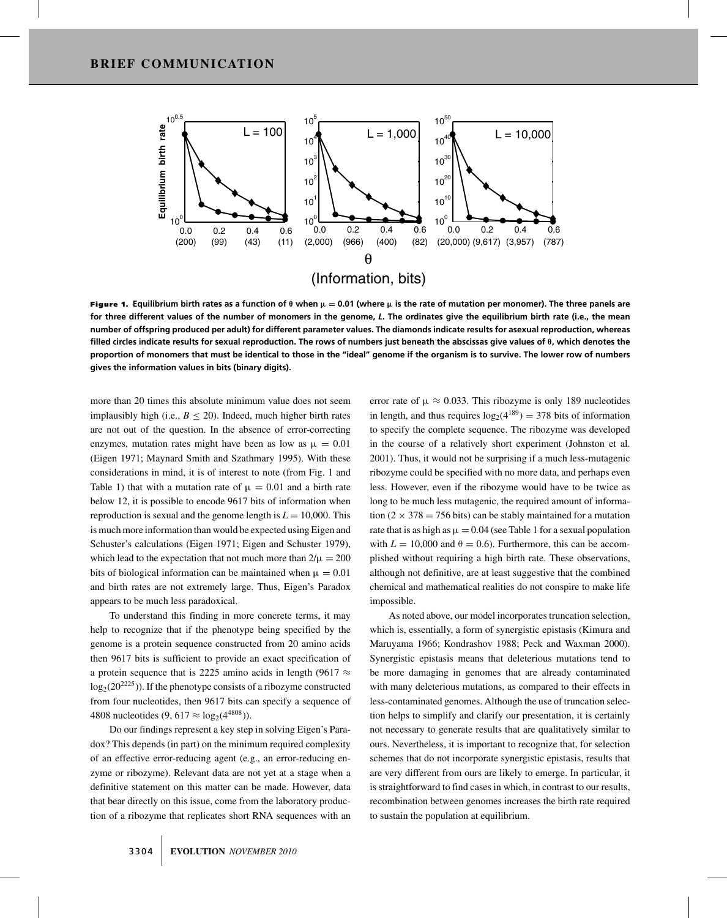**Figure 1.** Equilibrium birth rates as a function of θ when $\mu = 0.01$ (where μ is the rate of mutation per monomer). The three panels are for three different values of the number of monomers in the genome, $L$. The ordinates give the equilibrium birth rate (i.e., the mean number of offspring produced per adult) for different parameter values. The diamonds indicate results for asexual reproduction, whereas filled circles indicate results for sexual reproduction. The rows of numbers just beneath the abscissas give values of θ, which denotes the proportion of monomers that must be identical to those in the "ideal" genome if the organism is to survive. The lower row of numbers gives the information values in bits (binary digits).

more than 20 times this absolute minimum value does not seem implausibly high (i.e., $B \leq 20$). Indeed, much higher birth rates are not out of the question. In the absence of error-correcting enzymes, mutation rates might have been as low as $\mu = 0.01$ (Eigen 1971; Maynard Smith and Szathmary 1995). With these considerations in mind, it is of interest to note (from Fig. 1 and Table 1) that with a mutation rate of $\mu = 0.01$ and a birth rate below 12, it is possible to encode 9617 bits of information when reproduction is sexual and the genome length is $L = 10{,}000$. This is much more information than would be expected using Eigen and Schuster's calculations (Eigen 1971; Eigen and Schuster 1979), which lead to the expectation that not much more than $2/\mu = 200$ bits of biological information can be maintained when $\mu = 0.01$ and birth rates are not extremely large. Thus, Eigen's Paradox appears to be much less paradoxical.

To understand this finding in more concrete terms, it may help to recognize that if the phenotype being specified by the genome is a protein sequence constructed from 20 amino acids then 9617 bits is sufficient to provide an exact specification of a protein sequence that is 2225 amino acids in length ($9617 \approx \log_2(20^{2225})$). If the phenotype consists of a ribozyme constructed from four nucleotides, then 9617 bits can specify a sequence of 4808 nucleotides ($9{,}617 \approx \log_2(4^{4808})$).

Do our findings represent a key step in solving Eigen's Paradox? This depends (in part) on the minimum required complexity of an effective error-reducing agent (e.g., an error-reducing enzyme or ribozyme). Relevant data are not yet at a stage when a definitive statement on this matter can be made. However, data that bear directly on this issue, come from the laboratory production of a ribozyme that replicates short RNA sequences with an error rate of $\mu \approx 0.033$. This ribozyme is only 189 nucleotides in length, and thus requires $\log_2(4^{189}) = 378$ bits of information to specify the complete sequence. The ribozyme was developed in the course of a relatively short experiment (Johnston et al. 2001). Thus, it would not be surprising if a much less-mutagenic ribozyme could be specified with no more data, and perhaps even less. However, even if the ribozyme would have to be twice as long to be much less mutagenic, the required amount of information ($2 \times 378 = 756$ bits) can be stably maintained for a mutation rate that is as high as $\mu = 0.04$ (see Table 1 for a sexual population with $L = 10{,}000$ and $\theta = 0.6$). Furthermore, this can be accomplished without requiring a high birth rate. These observations, although not definitive, are at least suggestive that the combined chemical and mathematical realities do not conspire to make life impossible.

As noted above, our model incorporates truncation selection, which is, essentially, a form of synergistic epistasis (Kimura and Maruyama 1966; Kondrashov 1988; Peck and Waxman 2000). Synergistic epistasis means that deleterious mutations tend to be more damaging in genomes that are already contaminated with many deleterious mutations, as compared to their effects in less-contaminated genomes. Although the use of truncation selection helps to simplify and clarify our presentation, it is certainly not necessary to generate results that are qualitatively similar to ours. Nevertheless, it is important to recognize that, for selection schemes that do not incorporate synergistic epistasis, results that are very different from ours are likely to emerge. In particular, it is straightforward to find cases in which, in contrast to our results, recombination between genomes increases the birth rate required to sustain the population at equilibrium.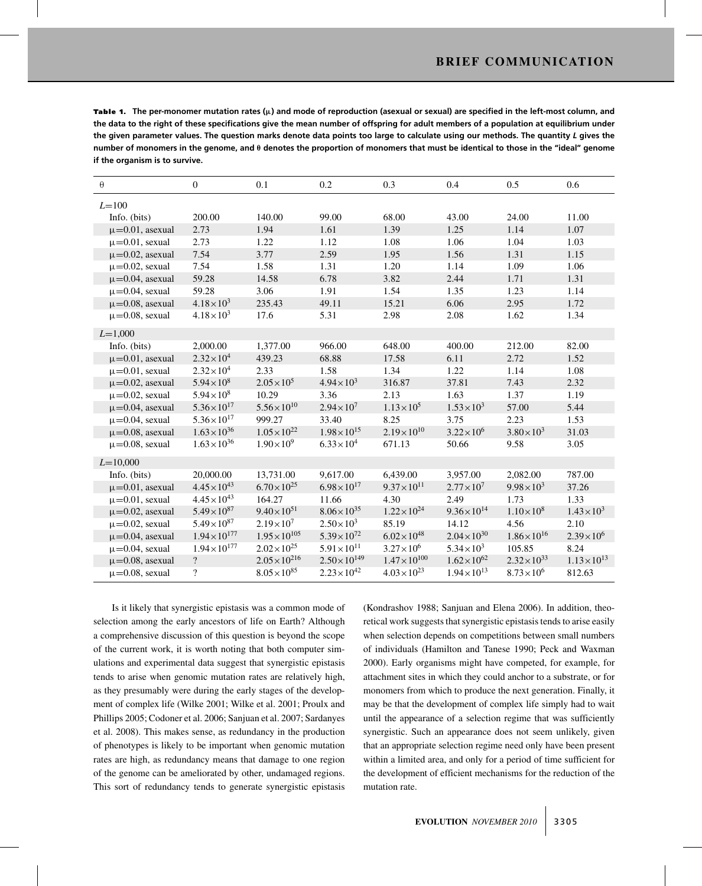**Table 1.** The per-monomer mutation rates (μ) and mode of reproduction (asexual or sexual) are specified in the left-most column, and the data to the right of these specifications give the mean number of offspring for adult members of a population at equilibrium under the given parameter values. The question marks denote data points too large to calculate using our methods. The quantity *L* gives the number of monomers in the genome, and θ denotes the proportion of monomers that must be identical to those in the "ideal" genome if the organism is to survive.

| θ | 0 | 0.1 | 0.2 | 0.3 | 0.4 | 0.5 | 0.6 |
|---|---|---|---|---|---|---|---|
| $L$=100 | | | | | | | |
| Info. (bits) | 200.00 | 140.00 | 99.00 | 68.00 | 43.00 | 24.00 | 11.00 |
| μ=0.01, asexual | 2.73 | 1.94 | 1.61 | 1.39 | 1.25 | 1.14 | 1.07 |
| μ=0.01, sexual | 2.73 | 1.22 | 1.12 | 1.08 | 1.06 | 1.04 | 1.03 |
| μ=0.02, asexual | 7.54 | 3.77 | 2.59 | 1.95 | 1.56 | 1.31 | 1.15 |
| μ=0.02, sexual | 7.54 | 1.58 | 1.31 | 1.20 | 1.14 | 1.09 | 1.06 |
| μ=0.04, asexual | 59.28 | 14.58 | 6.78 | 3.82 | 2.44 | 1.71 | 1.31 |
| μ=0.04, sexual | 59.28 | 3.06 | 1.91 | 1.54 | 1.35 | 1.23 | 1.14 |
| μ=0.08, asexual | $4.18\times10^{3}$ | 235.43 | 49.11 | 15.21 | 6.06 | 2.95 | 1.72 |
| μ=0.08, sexual | $4.18\times10^{3}$ | 17.6 | 5.31 | 2.98 | 2.08 | 1.62 | 1.34 |
| $L$=1,000 | | | | | | | |
| Info. (bits) | 2,000.00 | 1,377.00 | 966.00 | 648.00 | 400.00 | 212.00 | 82.00 |
| μ=0.01, asexual | $2.32\times10^{4}$ | 439.23 | 68.88 | 17.58 | 6.11 | 2.72 | 1.52 |
| μ=0.01, sexual | $2.32\times10^{4}$ | 2.33 | 1.58 | 1.34 | 1.22 | 1.14 | 1.08 |
| μ=0.02, asexual | $5.94\times10^{8}$ | $2.05\times10^{5}$ | $4.94\times10^{3}$ | 316.87 | 37.81 | 7.43 | 2.32 |
| μ=0.02, sexual | $5.94\times10^{8}$ | 10.29 | 3.36 | 2.13 | 1.63 | 1.37 | 1.19 |
| μ=0.04, asexual | $5.36\times10^{17}$ | $5.56\times10^{10}$ | $2.94\times10^{7}$ | $1.13\times10^{5}$ | $1.53\times10^{3}$ | 57.00 | 5.44 |
| μ=0.04, sexual | $5.36\times10^{17}$ | 999.27 | 33.40 | 8.25 | 3.75 | 2.23 | 1.53 |
| μ=0.08, asexual | $1.63\times10^{36}$ | $1.05\times10^{22}$ | $1.98\times10^{15}$ | $2.19\times10^{10}$ | $3.22\times10^{6}$ | $3.80\times10^{3}$ | 31.03 |
| μ=0.08, sexual | $1.63\times10^{36}$ | $1.90\times10^{9}$ | $6.33\times10^{4}$ | 671.13 | 50.66 | 9.58 | 3.05 |
| $L$=10,000 | | | | | | | |
| Info. (bits) | 20,000.00 | 13,731.00 | 9,617.00 | 6,439.00 | 3,957.00 | 2,082.00 | 787.00 |
| μ=0.01, asexual | $4.45\times10^{43}$ | $6.70\times10^{25}$ | $6.98\times10^{17}$ | $9.37\times10^{11}$ | $2.77\times10^{7}$ | $9.98\times10^{3}$ | 37.26 |
| μ=0.01, sexual | $4.45\times10^{43}$ | 164.27 | 11.66 | 4.30 | 2.49 | 1.73 | 1.33 |
| μ=0.02, asexual | $5.49\times10^{87}$ | $9.40\times10^{51}$ | $8.06\times10^{35}$ | $1.22\times10^{24}$ | $9.36\times10^{14}$ | $1.10\times10^{8}$ | $1.43\times10^{3}$ |
| μ=0.02, sexual | $5.49\times10^{87}$ | $2.19\times10^{7}$ | $2.50\times10^{3}$ | 85.19 | 14.12 | 4.56 | 2.10 |
| μ=0.04, asexual | $1.94\times10^{177}$ | $1.95\times10^{105}$ | $5.39\times10^{72}$ | $6.02\times10^{48}$ | $2.04\times10^{30}$ | $1.86\times10^{16}$ | $2.39\times10^{6}$ |
| μ=0.04, sexual | $1.94\times10^{177}$ | $2.02\times10^{25}$ | $5.91\times10^{11}$ | $3.27\times10^{6}$ | $5.34\times10^{3}$ | 105.85 | 8.24 |
| μ=0.08, asexual | ? | $2.05\times10^{216}$ | $2.50\times10^{149}$ | $1.47\times10^{100}$ | $1.62\times10^{62}$ | $2.32\times10^{33}$ | $1.13\times10^{13}$ |
| μ=0.08, sexual | ? | $8.05\times10^{85}$ | $2.23\times10^{42}$ | $4.03\times10^{23}$ | $1.94\times10^{13}$ | $8.73\times10^{6}$ | 812.63 |

Is it likely that synergistic epistasis was a common mode of selection among the early ancestors of life on Earth? Although a comprehensive discussion of this question is beyond the scope of the current work, it is worth noting that both computer simulations and experimental data suggest that synergistic epistasis tends to arise when genomic mutation rates are relatively high, as they presumably were during the early stages of the development of complex life (Wilke 2001; Wilke et al. 2001; Proulx and Phillips 2005; Codoner et al. 2006; Sanjuan et al. 2007; Sardanyes et al. 2008). This makes sense, as redundancy in the production of phenotypes is likely to be important when genomic mutation rates are high, as redundancy means that damage to one region of the genome can be ameliorated by other, undamaged regions. This sort of redundancy tends to generate synergistic epistasis (Kondrashov 1988; Sanjuan and Elena 2006). In addition, theoretical work suggests that synergistic epistasis tends to arise easily when selection depends on competitions between small numbers of individuals (Hamilton and Tanese 1990; Peck and Waxman 2000). Early organisms might have competed, for example, for attachment sites in which they could anchor to a substrate, or for monomers from which to produce the next generation. Finally, it may be that the development of complex life simply had to wait until the appearance of a selection regime that was sufficiently synergistic. Such an appearance does not seem unlikely, given that an appropriate selection regime need only have been present within a limited area, and only for a period of time sufficient for the development of efficient mechanisms for the reduction of the mutation rate.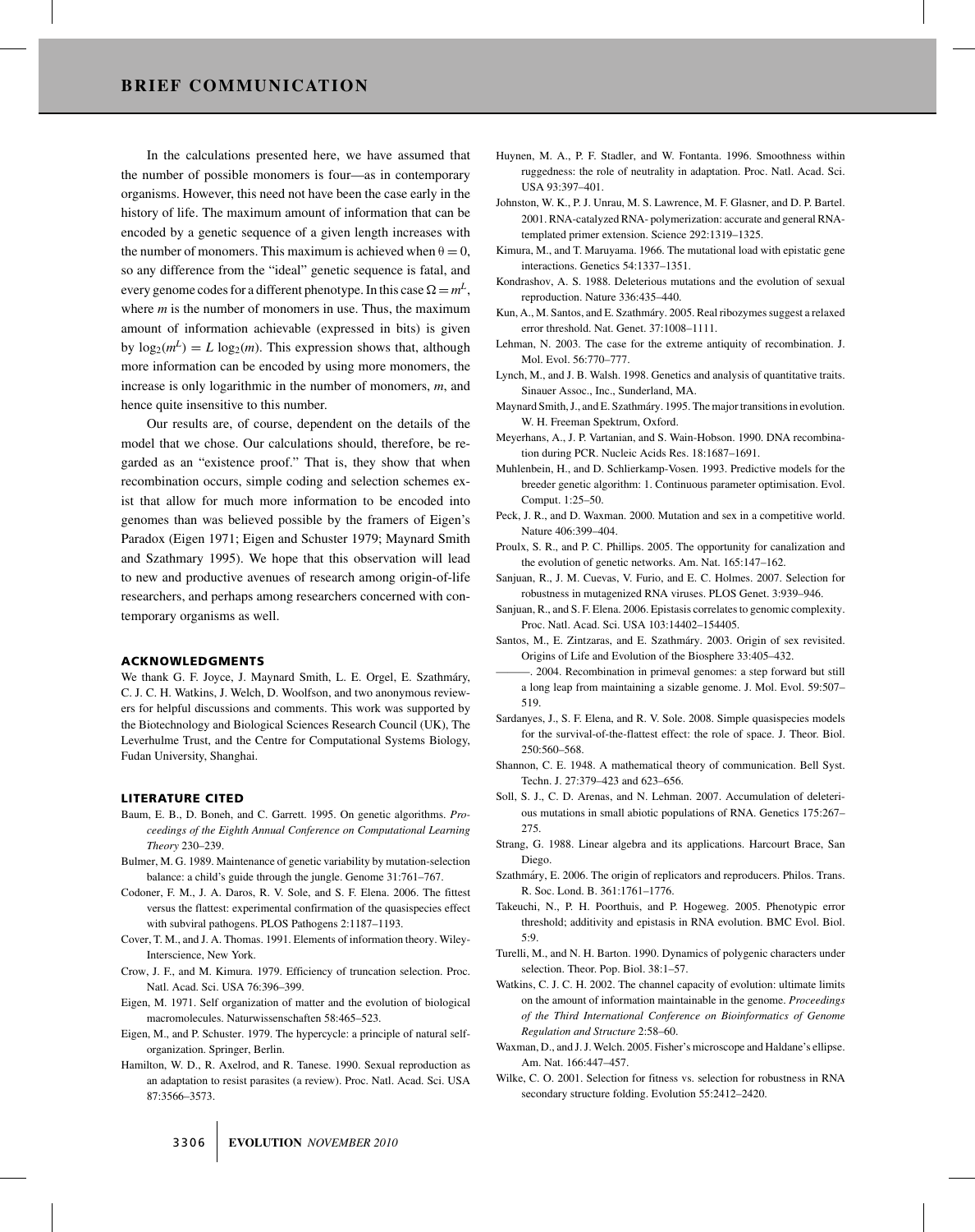In the calculations presented here, we have assumed that the number of possible monomers is four—as in contemporary organisms. However, this need not have been the case early in the history of life. The maximum amount of information that can be encoded by a genetic sequence of a given length increases with the number of monomers. This maximum is achieved when $\theta = 0$, so any difference from the "ideal" genetic sequence is fatal, and every genome codes for a different phenotype. In this case $\Omega = m^L$, where $m$ is the number of monomers in use. Thus, the maximum amount of information achievable (expressed in bits) is given by $\log_2(m^L) = L \log_2(m)$. This expression shows that, although more information can be encoded by using more monomers, the increase is only logarithmic in the number of monomers, $m$, and hence quite insensitive to this number.

Our results are, of course, dependent on the details of the model that we chose. Our calculations should, therefore, be regarded as an "existence proof." That is, they show that when recombination occurs, simple coding and selection schemes exist that allow for much more information to be encoded into genomes than was believed possible by the framers of Eigen's Paradox (Eigen 1971; Eigen and Schuster 1979; Maynard Smith and Szathmary 1995). We hope that this observation will lead to new and productive avenues of research among origin-of-life researchers, and perhaps among researchers concerned with contemporary organisms as well.

## ACKNOWLEDGMENTS

We thank G. F. Joyce, J. Maynard Smith, L. E. Orgel, E. Szathmáry, C. J. C. H. Watkins, J. Welch, D. Woolfson, and two anonymous reviewers for helpful discussions and comments. This work was supported by the Biotechnology and Biological Sciences Research Council (UK), The Leverhulme Trust, and the Centre for Computational Systems Biology, Fudan University, Shanghai.

## LITERATURE CITED

Baum, E. B., D. Boneh, and C. Garrett. 1995. On genetic algorithms. *Proceedings of the Eighth Annual Conference on Computational Learning Theory* 230–239.

Bulmer, M. G. 1989. Maintenance of genetic variability by mutation-selection balance: a child's guide through the jungle. Genome 31:761–767.

Codoner, F. M., J. A. Daros, R. V. Sole, and S. F. Elena. 2006. The fittest versus the flattest: experimental confirmation of the quasispecies effect with subviral pathogens. PLOS Pathogens 2:1187–1193.

Cover, T. M., and J. A. Thomas. 1991. Elements of information theory. Wiley-Interscience, New York.

Crow, J. F., and M. Kimura. 1979. Efficiency of truncation selection. Proc. Natl. Acad. Sci. USA 76:396–399.

Eigen, M. 1971. Self organization of matter and the evolution of biological macromolecules. Naturwissenschaften 58:465–523.

Eigen, M., and P. Schuster. 1979. The hypercycle: a principle of natural self-organization. Springer, Berlin.

Hamilton, W. D., R. Axelrod, and R. Tanese. 1990. Sexual reproduction as an adaptation to resist parasites (a review). Proc. Natl. Acad. Sci. USA 87:3566–3573.

Huynen, M. A., P. F. Stadler, and W. Fontanta. 1996. Smoothness within ruggedness: the role of neutrality in adaptation. Proc. Natl. Acad. Sci. USA 93:397–401.

Johnston, W. K., P. J. Unrau, M. S. Lawrence, M. F. Glasner, and D. P. Bartel. 2001. RNA-catalyzed RNA- polymerization: accurate and general RNA-templated primer extension. Science 292:1319–1325.

Kimura, M., and T. Maruyama. 1966. The mutational load with epistatic gene interactions. Genetics 54:1337–1351.

Kondrashov, A. S. 1988. Deleterious mutations and the evolution of sexual reproduction. Nature 336:435–440.

Kun, A., M. Santos, and E. Szathmáry. 2005. Real ribozymes suggest a relaxed error threshold. Nat. Genet. 37:1008–1111.

Lehman, N. 2003. The case for the extreme antiquity of recombination. J. Mol. Evol. 56:770–777.

Lynch, M., and J. B. Walsh. 1998. Genetics and analysis of quantitative traits. Sinauer Assoc., Inc., Sunderland, MA.

Maynard Smith, J., and E. Szathmáry. 1995. The major transitions in evolution. W. H. Freeman Spektrum, Oxford.

Meyerhans, A., J. P. Vartanian, and S. Wain-Hobson. 1990. DNA recombination during PCR. Nucleic Acids Res. 18:1687–1691.

Muhlenbein, H., and D. Schlierkamp-Vosen. 1993. Predictive models for the breeder genetic algorithm: 1. Continuous parameter optimisation. Evol. Comput. 1:25–50.

Peck, J. R., and D. Waxman. 2000. Mutation and sex in a competitive world. Nature 406:399–404.

Proulx, S. R., and P. C. Phillips. 2005. The opportunity for canalization and the evolution of genetic networks. Am. Nat. 165:147–162.

Sanjuan, R., J. M. Cuevas, V. Furio, and E. C. Holmes. 2007. Selection for robustness in mutagenized RNA viruses. PLOS Genet. 3:939–946.

Sanjuan, R., and S. F. Elena. 2006. Epistasis correlates to genomic complexity. Proc. Natl. Acad. Sci. USA 103:14402–154405.

Santos, M., E. Zintzaras, and E. Szathmáry. 2003. Origin of sex revisited. Origins of Life and Evolution of the Biosphere 33:405–432.

———. 2004. Recombination in primeval genomes: a step forward but still a long leap from maintaining a sizable genome. J. Mol. Evol. 59:507–519.

Sardanyes, J., S. F. Elena, and R. V. Sole. 2008. Simple quasispecies models for the survival-of-the-flattest effect: the role of space. J. Theor. Biol. 250:560–568.

Shannon, C. E. 1948. A mathematical theory of communication. Bell Syst. Techn. J. 27:379–423 and 623–656.

Soll, S. J., C. D. Arenas, and N. Lehman. 2007. Accumulation of deleterious mutations in small abiotic populations of RNA. Genetics 175:267–275.

Strang, G. 1988. Linear algebra and its applications. Harcourt Brace, San Diego.

Szathmáry, E. 2006. The origin of replicators and reproducers. Philos. Trans. R. Soc. Lond. B. 361:1761–1776.

Takeuchi, N., P. H. Poorthuis, and P. Hogeweg. 2005. Phenotypic error threshold; additivity and epistasis in RNA evolution. BMC Evol. Biol. 5:9.

Turelli, M., and N. H. Barton. 1990. Dynamics of polygenic characters under selection. Theor. Pop. Biol. 38:1–57.

Watkins, C. J. C. H. 2002. The channel capacity of evolution: ultimate limits on the amount of information maintainable in the genome. *Proceedings of the Third International Conference on Bioinformatics of Genome Regulation and Structure* 2:58–60.

Waxman, D., and J. J. Welch. 2005. Fisher's microscope and Haldane's ellipse. Am. Nat. 166:447–457.

Wilke, C. O. 2001. Selection for fitness vs. selection for robustness in RNA secondary structure folding. Evolution 55:2412–2420.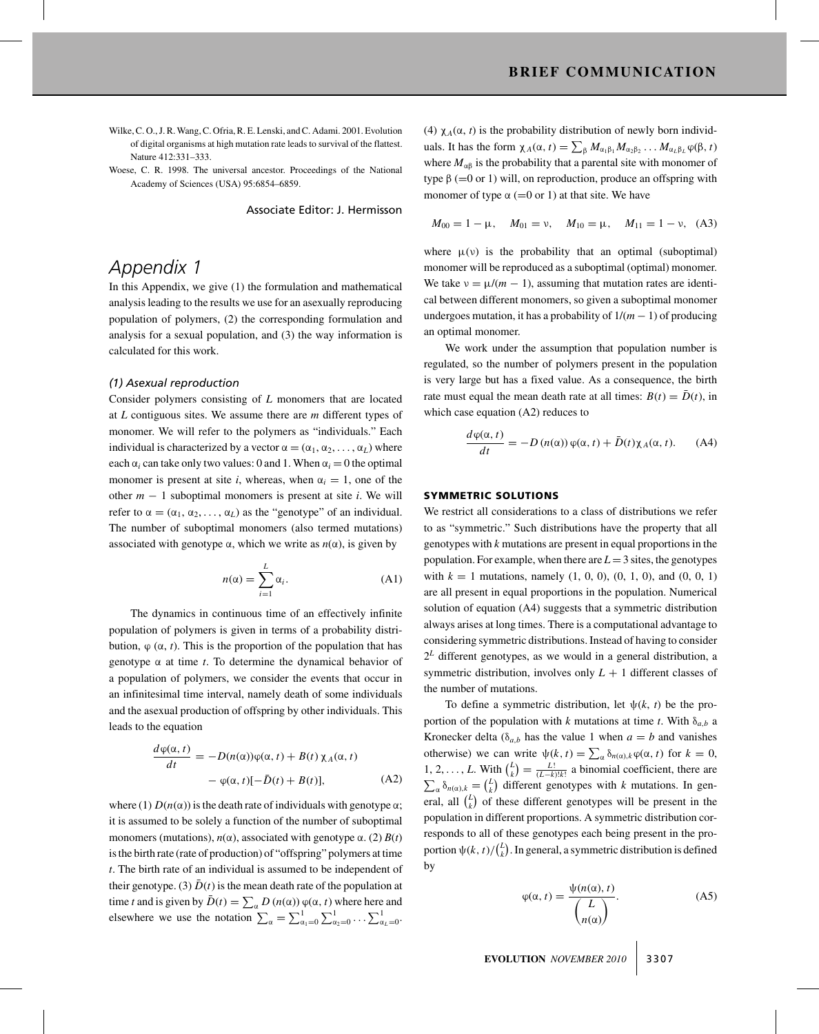Wilke, C. O., J. R. Wang, C. Ofria, R. E. Lenski, and C. Adami. 2001. Evolution of digital organisms at high mutation rate leads to survival of the flattest. Nature 412:331–333.

Woese, C. R. 1998. The universal ancestor. Proceedings of the National Academy of Sciences (USA) 95:6854–6859.

Associate Editor: J. Hermisson

# Appendix 1

In this Appendix, we give (1) the formulation and mathematical analysis leading to the results we use for an asexually reproducing population of polymers, (2) the corresponding formulation and analysis for a sexual population, and (3) the way information is calculated for this work.

### *(1) Asexual reproduction*

Consider polymers consisting of $L$ monomers that are located at $L$ contiguous sites. We assume there are $m$ different types of monomer. We will refer to the polymers as "individuals." Each individual is characterized by a vector $\alpha = (\alpha_1, \alpha_2, \ldots, \alpha_L)$ where each $\alpha_i$ can take only two values: 0 and 1. When $\alpha_i = 0$ the optimal monomer is present at site $i$, whereas, when $\alpha_i = 1$, one of the other $m - 1$ suboptimal monomers is present at site $i$. We will refer to $\alpha = (\alpha_1, \alpha_2, \ldots, \alpha_L)$ as the "genotype" of an individual. The number of suboptimal monomers (also termed mutations) associated with genotype $\alpha$, which we write as $n(\alpha)$, is given by

$$n(\alpha) = \sum_{i=1}^{L} \alpha_i. \tag{A1}$$

The dynamics in continuous time of an effectively infinite population of polymers is given in terms of a probability distribution, $\varphi(\alpha, t)$. This is the proportion of the population that has genotype $\alpha$ at time $t$. To determine the dynamical behavior of a population of polymers, we consider the events that occur in an infinitesimal time interval, namely death of some individuals and the asexual production of offspring by other individuals. This leads to the equation

$$\frac{d\varphi(\alpha, t)}{dt} = -D(n(\alpha))\varphi(\alpha, t) + B(t)\,\chi_A(\alpha, t) - \varphi(\alpha, t)[-\bar{D}(t) + B(t)], \tag{A2}$$

where (1) $D(n(\alpha))$ is the death rate of individuals with genotype $\alpha$; it is assumed to be solely a function of the number of suboptimal monomers (mutations), $n(\alpha)$, associated with genotype $\alpha$. (2) $B(t)$ is the birth rate (rate of production) of "offspring" polymers at time $t$. The birth rate of an individual is assumed to be independent of their genotype. (3) $\bar{D}(t)$ is the mean death rate of the population at time $t$ and is given by $\bar{D}(t) = \sum_\alpha D(n(\alpha))\,\varphi(\alpha, t)$ where here and elsewhere we use the notation $\sum_\alpha = \sum_{\alpha_1=0}^{1}\sum_{\alpha_2=0}^{1}\cdots\sum_{\alpha_L=0}^{1}$.

(4) $\chi_A(\alpha, t)$ is the probability distribution of newly born individuals. It has the form $\chi_A(\alpha, t) = \sum_\beta M_{\alpha_1\beta_1}M_{\alpha_2\beta_2}\ldots M_{\alpha_L\beta_L}\varphi(\beta, t)$ where $M_{\alpha\beta}$ is the probability that a parental site with monomer of type $\beta$ (=0 or 1) will, on reproduction, produce an offspring with monomer of type $\alpha$ (=0 or 1) at that site. We have

$$M_{00} = 1 - \mu, \quad M_{01} = \nu, \quad M_{10} = \mu, \quad M_{11} = 1 - \nu, \tag{A3}$$

where $\mu(\nu)$ is the probability that an optimal (suboptimal) monomer will be reproduced as a suboptimal (optimal) monomer. We take $\nu = \mu/(m-1)$, assuming that mutation rates are identical between different monomers, so given a suboptimal monomer undergoes mutation, it has a probability of $1/(m-1)$ of producing an optimal monomer.

We work under the assumption that population number is regulated, so the number of polymers present in the population is very large but has a fixed value. As a consequence, the birth rate must equal the mean death rate at all times: $B(t) = \bar{D}(t)$, in which case equation (A2) reduces to

$$\frac{d\varphi(\alpha, t)}{dt} = -D(n(\alpha))\,\varphi(\alpha, t) + \bar{D}(t)\chi_A(\alpha, t). \tag{A4}$$

### SYMMETRIC SOLUTIONS

We restrict all considerations to a class of distributions we refer to as "symmetric." Such distributions have the property that all genotypes with $k$ mutations are present in equal proportions in the population. For example, when there are $L = 3$ sites, the genotypes with $k = 1$ mutations, namely (1, 0, 0), (0, 1, 0), and (0, 0, 1) are all present in equal proportions in the population. Numerical solution of equation (A4) suggests that a symmetric distribution always arises at long times. There is a computational advantage to considering symmetric distributions. Instead of having to consider $2^L$ different genotypes, as we would in a general distribution, a symmetric distribution, involves only $L + 1$ different classes of the number of mutations.

To define a symmetric distribution, let $\psi(k, t)$ be the proportion of the population with $k$ mutations at time $t$. With $\delta_{a,b}$ a Kronecker delta ($\delta_{a,b}$ has the value 1 when $a = b$ and vanishes otherwise) we can write $\psi(k, t) = \sum_\alpha \delta_{n(\alpha),k}\varphi(\alpha, t)$ for $k = 0, 1, 2, \ldots, L$. With $\binom{L}{k} = \frac{L!}{(L-k)!k!}$ a binomial coefficient, there are $\sum_\alpha \delta_{n(\alpha),k} = \binom{L}{k}$ different genotypes with $k$ mutations. In general, all $\binom{L}{k}$ of these different genotypes will be present in the population in different proportions. A symmetric distribution corresponds to all of these genotypes each being present in the proportion $\psi(k, t)/\binom{L}{k}$. In general, a symmetric distribution is defined by

$$\varphi(\alpha, t) = \frac{\psi(n(\alpha), t)}{\binom{L}{n(\alpha)}}. \tag{A5}$$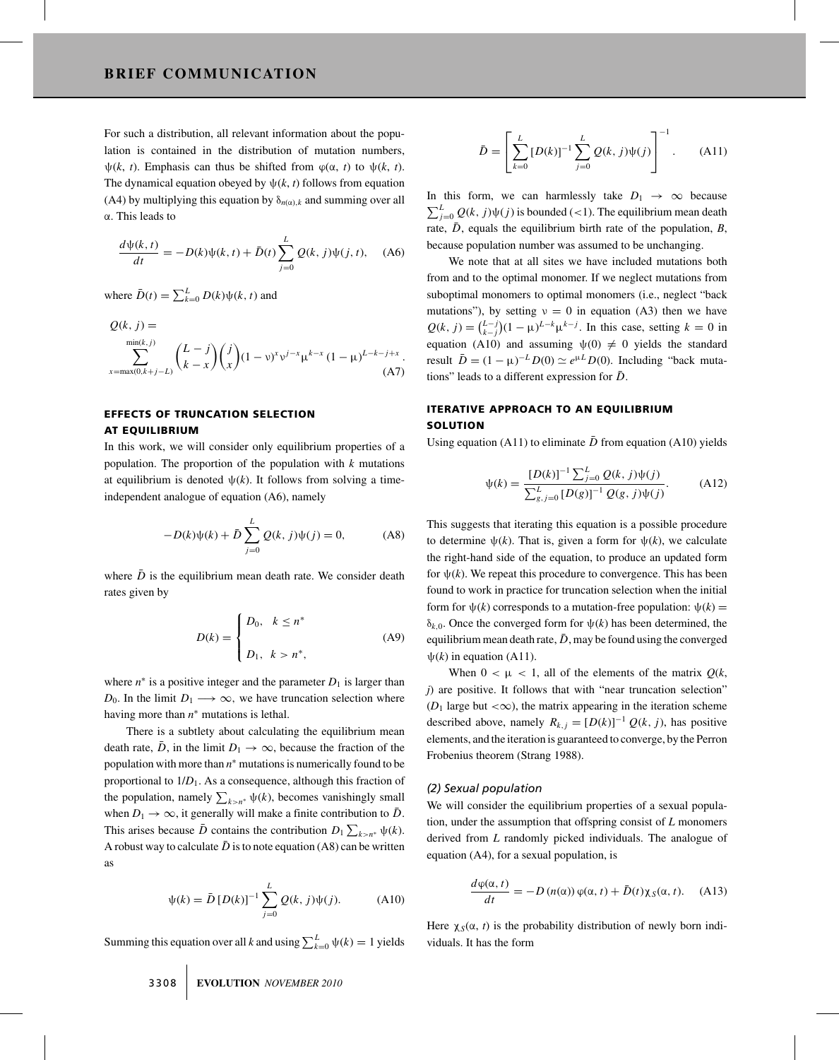For such a distribution, all relevant information about the population is contained in the distribution of mutation numbers, $\psi(k, t)$. Emphasis can thus be shifted from $\varphi(\alpha, t)$ to $\psi(k, t)$. The dynamical equation obeyed by $\psi(k, t)$ follows from equation (A4) by multiplying this equation by $\delta_{n(\alpha),k}$ and summing over all $\alpha$. This leads to

$$\frac{d\psi(k,t)}{dt} = -D(k)\psi(k,t) + \bar{D}(t)\sum_{j=0}^{L} Q(k,j)\psi(j,t), \quad \text{(A6)}$$

where $\bar{D}(t) = \sum_{k=0}^{L} D(k)\psi(k,t)$ and

$$Q(k,j) = \sum_{x=\max(0,k+j-L)}^{\min(k,j)} \binom{L-j}{k-x}\binom{j}{x}(1-\nu)^x \nu^{j-x} \mu^{k-x} (1-\mu)^{L-k-j+x}. \quad \text{(A7)}$$

## EFFECTS OF TRUNCATION SELECTION AT EQUILIBRIUM

In this work, we will consider only equilibrium properties of a population. The proportion of the population with $k$ mutations at equilibrium is denoted $\psi(k)$. It follows from solving a time-independent analogue of equation (A6), namely

$$-D(k)\psi(k) + \bar{D}\sum_{j=0}^{L} Q(k,j)\psi(j) = 0, \quad \text{(A8)}$$

where $\bar{D}$ is the equilibrium mean death rate. We consider death rates given by

$$D(k) = \begin{cases} D_0, & k \le n^* \\ D_1, & k > n^*, \end{cases} \quad \text{(A9)}$$

where $n^*$ is a positive integer and the parameter $D_1$ is larger than $D_0$. In the limit $D_1 \longrightarrow \infty$, we have truncation selection where having more than $n^*$ mutations is lethal.

There is a subtlety about calculating the equilibrium mean death rate, $\bar{D}$, in the limit $D_1 \to \infty$, because the fraction of the population with more than $n^*$ mutations is numerically found to be proportional to $1/D_1$. As a consequence, although this fraction of the population, namely $\sum_{k>n^*} \psi(k)$, becomes vanishingly small when $D_1 \to \infty$, it generally will make a finite contribution to $\bar{D}$. This arises because $\bar{D}$ contains the contribution $D_1 \sum_{k>n^*} \psi(k)$. A robust way to calculate $\bar{D}$ is to note equation (A8) can be written as

$$\psi(k) = \bar{D}\,[D(k)]^{-1}\sum_{j=0}^{L} Q(k,j)\psi(j). \quad \text{(A10)}$$

Summing this equation over all $k$ and using $\sum_{k=0}^{L} \psi(k) = 1$ yields

$$\bar{D} = \left[\sum_{k=0}^{L} [D(k)]^{-1} \sum_{j=0}^{L} Q(k,j)\psi(j)\right]^{-1}. \quad \text{(A11)}$$

In this form, we can harmlessly take $D_1 \to \infty$ because $\sum_{j=0}^{L} Q(k,j)\psi(j)$ is bounded ($<1$). The equilibrium mean death rate, $\bar{D}$, equals the equilibrium birth rate of the population, $B$, because population number was assumed to be unchanging.

We note that at all sites we have included mutations both from and to the optimal monomer. If we neglect mutations from suboptimal monomers to optimal monomers (i.e., neglect "back mutations"), by setting $\nu = 0$ in equation (A3) then we have $Q(k,j) = \binom{L-j}{k-j}(1-\mu)^{L-k}\mu^{k-j}$. In this case, setting $k = 0$ in equation (A10) and assuming $\psi(0) \neq 0$ yields the standard result $\bar{D} = (1-\mu)^{-L} D(0) \simeq e^{\mu L} D(0)$. Including "back mutations" leads to a different expression for $\bar{D}$.

## ITERATIVE APPROACH TO AN EQUILIBRIUM SOLUTION

Using equation (A11) to eliminate $\bar{D}$ from equation (A10) yields

$$\psi(k) = \frac{[D(k)]^{-1}\sum_{j=0}^{L} Q(k,j)\psi(j)}{\sum_{g,j=0}^{L} [D(g)]^{-1} Q(g,j)\psi(j)}. \quad \text{(A12)}$$

This suggests that iterating this equation is a possible procedure to determine $\psi(k)$. That is, given a form for $\psi(k)$, we calculate the right-hand side of the equation, to produce an updated form for $\psi(k)$. We repeat this procedure to convergence. This has been found to work in practice for truncation selection when the initial form for $\psi(k)$ corresponds to a mutation-free population: $\psi(k) = \delta_{k,0}$. Once the converged form for $\psi(k)$ has been determined, the equilibrium mean death rate, $\bar{D}$, may be found using the converged $\psi(k)$ in equation (A11).

When $0 < \mu < 1$, all of the elements of the matrix $Q(k, j)$ are positive. It follows that with "near truncation selection" ($D_1$ large but $<\infty$), the matrix appearing in the iteration scheme described above, namely $R_{k,j} = [D(k)]^{-1} Q(k,j)$, has positive elements, and the iteration is guaranteed to converge, by the Perron Frobenius theorem (Strang 1988).

### *(2) Sexual population*

We will consider the equilibrium properties of a sexual population, under the assumption that offspring consist of $L$ monomers derived from $L$ randomly picked individuals. The analogue of equation (A4), for a sexual population, is

$$\frac{d\varphi(\alpha,t)}{dt} = -D(n(\alpha))\,\varphi(\alpha,t) + \bar{D}(t)\chi_S(\alpha,t). \quad \text{(A13)}$$

Here $\chi_S(\alpha, t)$ is the probability distribution of newly born individuals. It has the form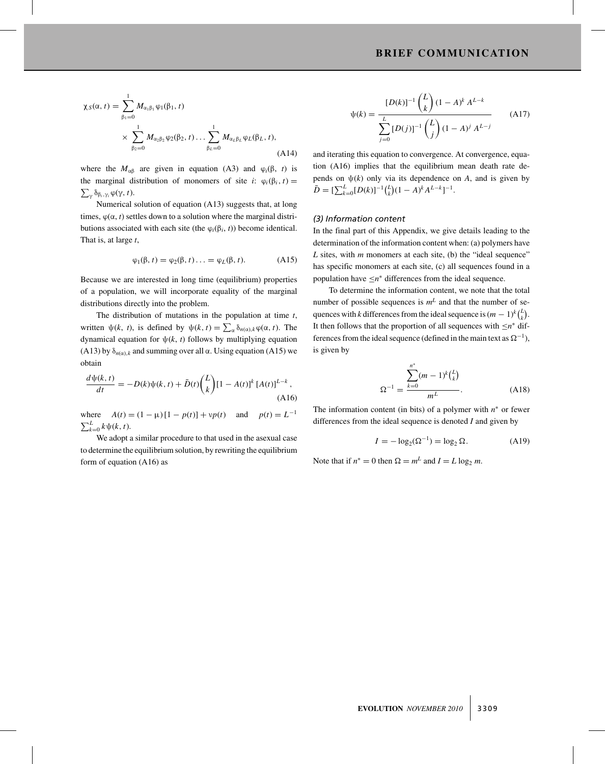$$\chi_S(\alpha, t) = \sum_{\beta_1=0}^{1} M_{\alpha_1\beta_1}\varphi_1(\beta_1, t) \times \sum_{\beta_2=0}^{1} M_{\alpha_2\beta_2}\varphi_2(\beta_2, t)\ldots\sum_{\beta_L=0}^{1} M_{\alpha_L\beta_L}\varphi_L(\beta_L, t), \tag{A14}$$

where the $M_{\alpha\beta}$ are given in equation (A3) and $\varphi_i(\beta, t)$ is the marginal distribution of monomers of site $i$: $\varphi_i(\beta_i, t) = \sum_\gamma \delta_{\beta_i,\gamma_i}\varphi(\gamma, t)$.

Numerical solution of equation (A13) suggests that, at long times, $\varphi(\alpha, t)$ settles down to a solution where the marginal distributions associated with each site (the $\varphi_i(\beta_i, t)$) become identical. That is, at large $t$,

$$\varphi_1(\beta, t) = \varphi_2(\beta, t)\ldots = \varphi_L(\beta, t). \tag{A15}$$

Because we are interested in long time (equilibrium) properties of a population, we will incorporate equality of the marginal distributions directly into the problem.

The distribution of mutations in the population at time $t$, written $\psi(k, t)$, is defined by $\psi(k, t) = \sum_\alpha \delta_{n(\alpha),k}\varphi(\alpha, t)$. The dynamical equation for $\psi(k, t)$ follows by multiplying equation (A13) by $\delta_{n(\alpha),k}$ and summing over all $\alpha$. Using equation (A15) we obtain

$$\frac{d\psi(k, t)}{dt} = -D(k)\psi(k, t) + \bar{D}(t)\binom{L}{k}[1 - A(t)]^k [A(t)]^{L-k}, \tag{A16}$$

where $A(t) = (1 - \mu)[1 - p(t)] + \nu p(t)$ and $p(t) = L^{-1}\sum_{k=0}^{L} k\psi(k, t)$.

We adopt a similar procedure to that used in the asexual case to determine the equilibrium solution, by rewriting the equilibrium form of equation (A16) as

$$\psi(k) = \frac{[D(k)]^{-1}\binom{L}{k}(1 - A)^k A^{L-k}}{\sum_{j=0}^{L}[D(j)]^{-1}\binom{L}{j}(1 - A)^j A^{L-j}} \tag{A17}$$

and iterating this equation to convergence. At convergence, equation (A16) implies that the equilibrium mean death rate depends on $\psi(k)$ only via its dependence on $A$, and is given by $\bar{D} = [\sum_{k=0}^{L}[D(k)]^{-1}\binom{L}{k}(1 - A)^k A^{L-k}]^{-1}$.

### (3) Information content

In the final part of this Appendix, we give details leading to the determination of the information content when: (a) polymers have $L$ sites, with $m$ monomers at each site, (b) the "ideal sequence" has specific monomers at each site, (c) all sequences found in a population have $\leq n^*$ differences from the ideal sequence.

To determine the information content, we note that the total number of possible sequences is $m^L$ and that the number of sequences with $k$ differences from the ideal sequence is $(m - 1)^k\binom{L}{k}$. It then follows that the proportion of all sequences with $\leq n^*$ differences from the ideal sequence (defined in the main text as $\Omega^{-1}$), is given by

$$\Omega^{-1} = \frac{\sum_{k=0}^{n^*}(m - 1)^k\binom{L}{k}}{m^L}. \tag{A18}$$

The information content (in bits) of a polymer with $n^*$ or fewer differences from the ideal sequence is denoted $I$ and given by

$$I = -\log_2(\Omega^{-1}) = \log_2 \Omega. \tag{A19}$$

Note that if $n^* = 0$ then $\Omega = m^L$ and $I = L\log_2 m$.